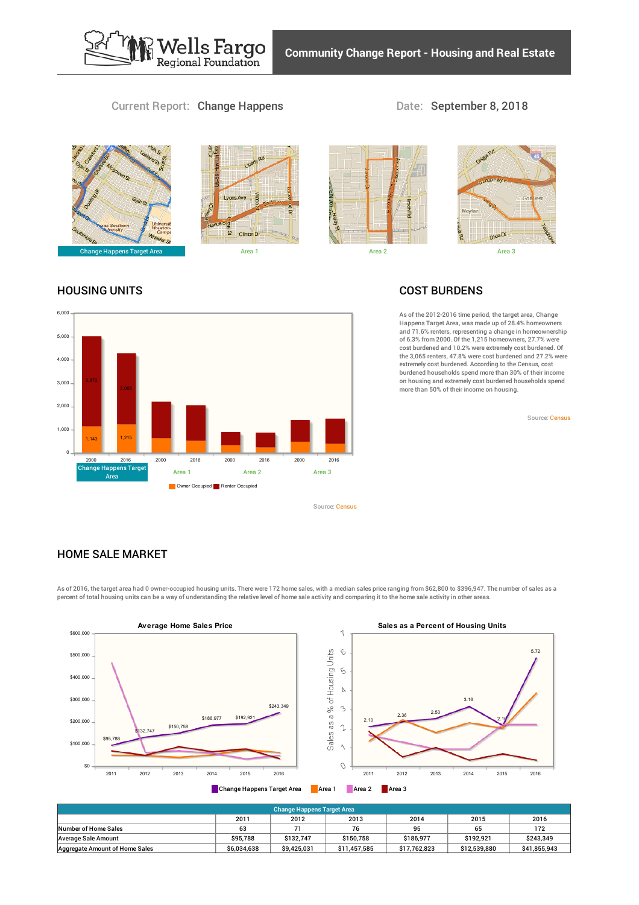# Community Change Report - Housing and Real Estate

Current Report: **Change Happens**

Date: **September 8, 2018**

Change Happens Target Area | Area 1 | Area 2 | Area 3

## HOUSING UNITS

| | Change Happens Target Area 2000 | Change Happens Target Area 2016 | Area 1 2000 | Area 1 2016 | Area 2 2000 | Area 2 2016 | Area 3 2000 | Area 3 2016 |
|---|---|---|---|---|---|---|---|---|
| Owner Occupied | 1,143 | 1,215 | | | | | | |
| Renter Occupied | 3,873 | 3,065 | | | | | | |

Source: Census

## COST BURDENS

As of the 2012-2016 time period, the target area, Change Happens Target Area, was made up of 28.4% homeowners and 71.6% renters, representing a change in homeownership of 6.3% from 2000. Of the 1,215 homeowners, 27.7% were cost burdened and 10.2% were extremely cost burdened. Of the 3,065 renters, 47.8% were cost burdened and 27.2% were extremely cost burdened. According to the Census, cost burdened households spend more than 30% of their income on housing and extremely cost burdened households spend more than 50% of their income on housing.

Source: Census

## HOME SALE MARKET

As of 2016, the target area had 0 owner-occupied housing units. There were 172 home sales, with a median sales price ranging from $62,800 to $396,947. The number of sales as a percent of total housing units can be a way of understanding the relative level of home sale activity and comparing it to the home sale activity in other areas.

**Average Home Sales Price** (Change Happens Target Area): 2011: $95,788; 2012: $132,747; 2013: $150,758; 2014: $186,977; 2015: $192,921; 2016: $243,349

**Sales as a Percent of Housing Units** (Change Happens Target Area): 2011: 2.10; 2012: 2.36; 2013: 2.53; 2014: 3.16; 2015: 2.16; 2016: 5.72

Change Happens Target Area | Area 1 | Area 2 | Area 3

| Change Happens Target Area | 2011 | 2012 | 2013 | 2014 | 2015 | 2016 |
|---|---|---|---|---|---|---|
| Number of Home Sales | 63 | 71 | 76 | 95 | 65 | 172 |
| Average Sale Amount | $95,788 | $132,747 | $150,758 | $186,977 | $192,921 | $243,349 |
| Aggregate Amount of Home Sales | $6,034,638 | $9,425,031 | $11,457,585 | $17,762,823 | $12,539,880 | $41,855,943 |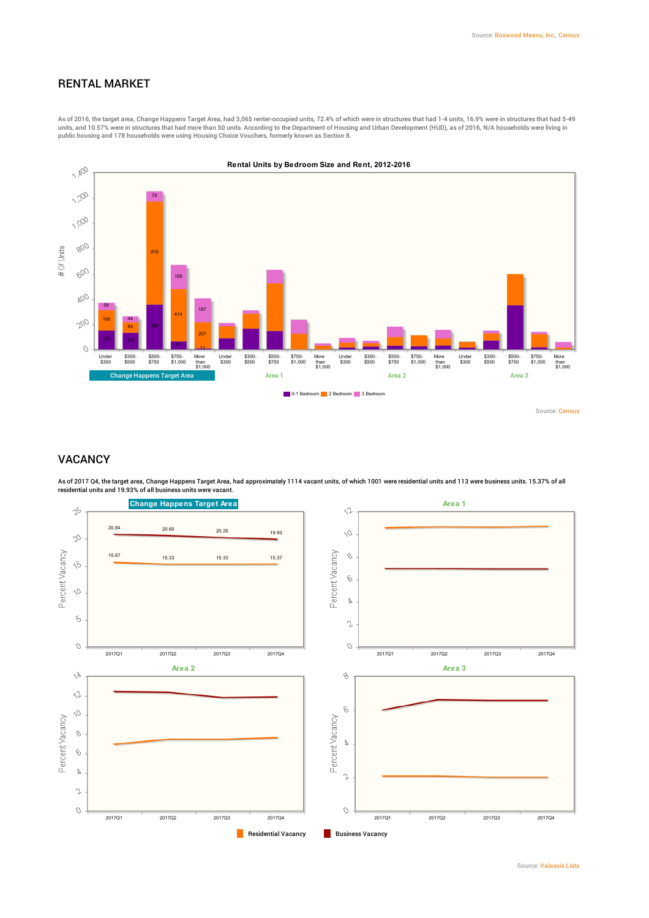Source: Boxwood Means, Inc., Census

## RENTAL MARKET

As of 2016, the target area, Change Happens Target Area, had 3,065 renter-occupied units, 72.4% of which were in structures that had 1-4 units, 16.9% were in structures that had 5-49 units, and 10.57% were in structures that had more than 50 units. According to the Department of Housing and Urban Development (HUD), as of 2016, N/A households were living in public housing and 178 households were using Housing Choice Vouchers, formerly known as Section 8.

**Rental Units by Bedroom Size and Rent, 2012-2016**

Change Happens Target Area:

| Rent | 0-1 Bedroom | 2 Bedroom | 3 Bedroom |
|---|---|---|---|
| Under $300 | 153 | 160 | 58 |
| $300-$500 | 134 | 84 | 44 |
| $500-$750 | 359 | 816 | 78 |
| $750-$1,000 | 67 | 414 | 189 |
| More than $1,000 | 11 | 207 | 187 |

Area 1, Area 2, Area 3

0-1 Bedroom | 2 Bedroom | 3 Bedroom

Source: Census

## VACANCY

As of 2017 Q4, the target area, Change Happens Target Area, had approximately 1114 vacant units, of which 1001 were residential units and 113 were business units. 15.37% of all residential units and 19.93% of all business units were vacant.

**Change Happens Target Area**

| | 2017Q1 | 2017Q2 | 2017Q3 | 2017Q4 |
|---|---|---|---|---|
| Business Vacancy | 20.84 | 20.60 | 20.25 | 19.93 |
| Residential Vacancy | 15.67 | 15.33 | 15.33 | 15.37 |

**Area 1**

**Area 2**

**Area 3**

Residential Vacancy | Business Vacancy

Source: Valassis Lists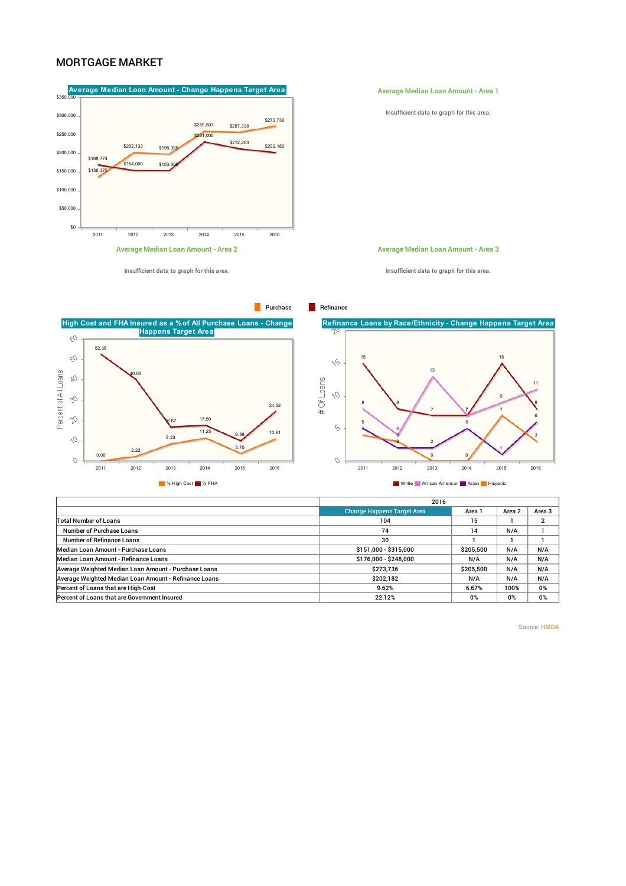# MORTGAGE MARKET

**Average Median Loan Amount - Change Happens Target Area**

**Average Median Loan Amount - Area 1**

Insufficient data to graph for this area.

**Average Median Loan Amount - Area 2**

Insufficient data to graph for this area.

**Average Median Loan Amount - Area 3**

Insufficient data to graph for this area.

Purchase | Refinance

**High Cost and FHA Insured as a % of All Purchase Loans - Change Happens Target Area**

% High Cost | % FHA

**Refinance Loans by Race/Ethnicity - Change Happens Target Area**

White | African American | Asian | Hispanic

| | 2016 | | | |
|---|---|---|---|---|
| | Change Happens Target Area | Area 1 | Area 2 | Area 3 |
| Total Number of Loans | 104 | 15 | 1 | 2 |
| Number of Purchase Loans | 74 | 14 | N/A | 1 |
| Number of Refinance Loans | 30 | 1 | 1 | 1 |
| Median Loan Amount - Purchase Loans | $151,000 - $315,000 | $205,500 | N/A | N/A |
| Median Loan Amount - Refinance Loans | $176,000 - $248,000 | N/A | N/A | N/A |
| Average Weighted Median Loan Amount - Purchase Loans | $273,736 | $205,500 | N/A | N/A |
| Average Weighted Median Loan Amount - Refinance Loans | $202,182 | N/A | N/A | N/A |
| Percent of Loans that are High-Cost | 9.62% | 6.67% | 100% | 0% |
| Percent of Loans that are Government Insured | 22.12% | 0% | 0% | 0% |

Source: HMDA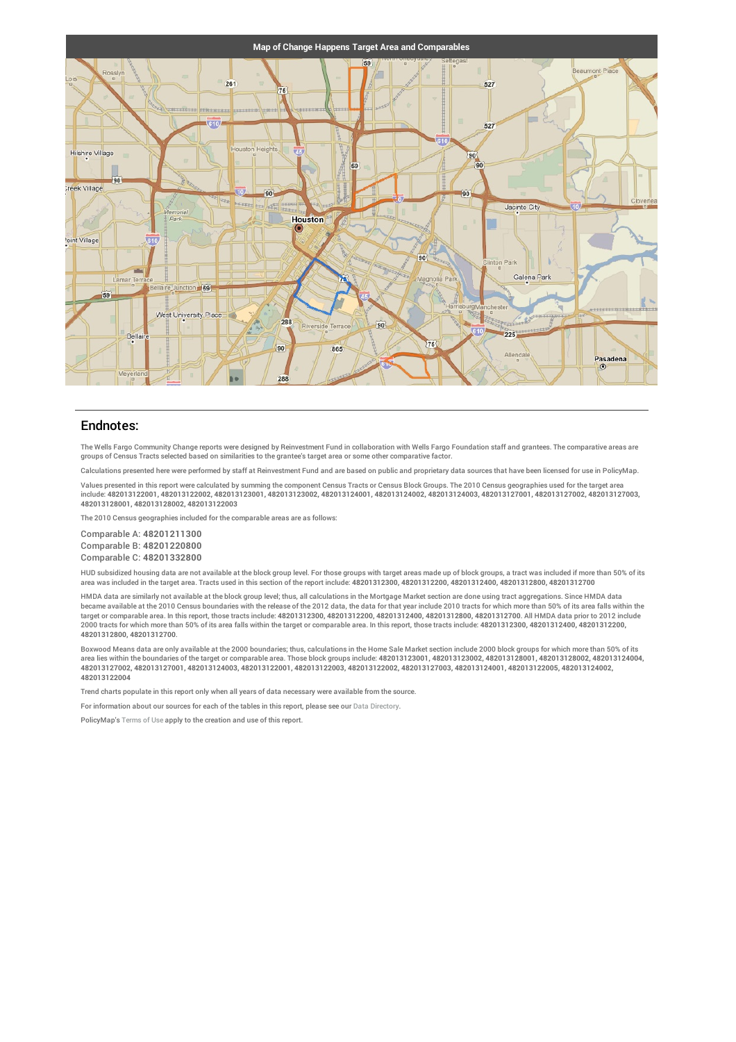Map of Change Happens Target Area and Comparables

## Endnotes:

The Wells Fargo Community Change reports were designed by Reinvestment Fund in collaboration with Wells Fargo Foundation staff and grantees. The comparative areas are groups of Census Tracts selected based on similarities to the grantee's target area or some other comparative factor.

Calculations presented here were performed by staff at Reinvestment Fund and are based on public and proprietary data sources that have been licensed for use in PolicyMap.

Values presented in this report were calculated by summing the component Census Tracts or Census Block Groups. The 2010 Census geographies used for the target area include: **482013122001, 482013122002, 482013123001, 482013123002, 482013124001, 482013124002, 482013124003, 482013127001, 482013127002, 482013127003, 482013128001, 482013128002, 482013122003**

The 2010 Census geographies included for the comparable areas are as follows:

Comparable A: **48201211300**
Comparable B: **48201220800**
Comparable C: **48201332800**

HUD subsidized housing data are not available at the block group level. For those groups with target areas made up of block groups, a tract was included if more than 50% of its area was included in the target area. Tracts used in this section of the report include: **48201312300, 48201312200, 48201312400, 48201312800, 48201312700**

HMDA data are similarly not available at the block group level; thus, all calculations in the Mortgage Market section are done using tract aggregations. Since HMDA data became available at the 2010 Census boundaries with the release of the 2012 data, the data for that year include 2010 tracts for which more than 50% of its area falls within the target or comparable area. In this report, those tracts include: **48201312300, 48201312200, 48201312400, 48201312800, 48201312700**. All HMDA data prior to 2012 include 2000 tracts for which more than 50% of its area falls within the target or comparable area. In this report, those tracts include: **48201312300, 48201312400, 48201312200, 48201312800, 48201312700**.

Boxwood Means data are only available at the 2000 boundaries; thus, calculations in the Home Sale Market section include 2000 block groups for which more than 50% of its area lies within the boundaries of the target or comparable area. Those block groups include: **482013123001, 482013123002, 482013128001, 482013128002, 482013124004, 482013127002, 482013127001, 482013124003, 482013122001, 482013122003, 482013122002, 482013127003, 482013124001, 482013122005, 482013124002, 482013122004**

Trend charts populate in this report only when all years of data necessary were available from the source.

For information about our sources for each of the tables in this report, please see our Data Directory.

PolicyMap's Terms of Use apply to the creation and use of this report.